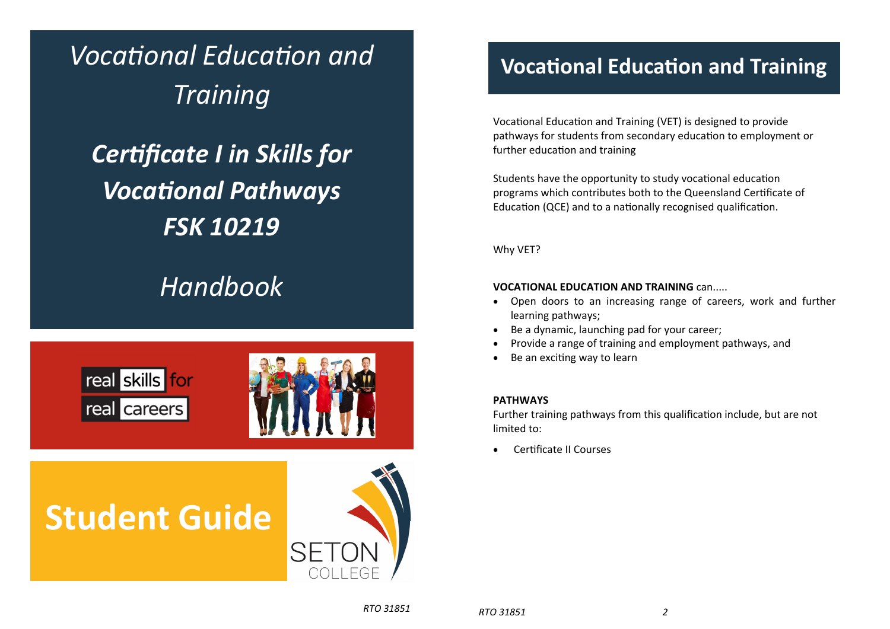# *Vocational Education and Training*

## ***Certificate I in Skills for Vocational Pathways FSK 10219***

*Handbook*

real skills for real careers

# Student Guide

SETON COLLEGE

*RTO 31851*

## Vocational Education and Training

Vocational Education and Training (VET) is designed to provide pathways for students from secondary education to employment or further education and training

Students have the opportunity to study vocational education programs which contributes both to the Queensland Certificate of Education (QCE) and to a nationally recognised qualification.

Why VET?

**VOCATIONAL EDUCATION AND TRAINING** can.....

- Open doors to an increasing range of careers, work and further learning pathways;
- Be a dynamic, launching pad for your career;
- Provide a range of training and employment pathways, and
- Be an exciting way to learn

**PATHWAYS**

Further training pathways from this qualification include, but are not limited to:

- Certificate II Courses

*RTO 31851*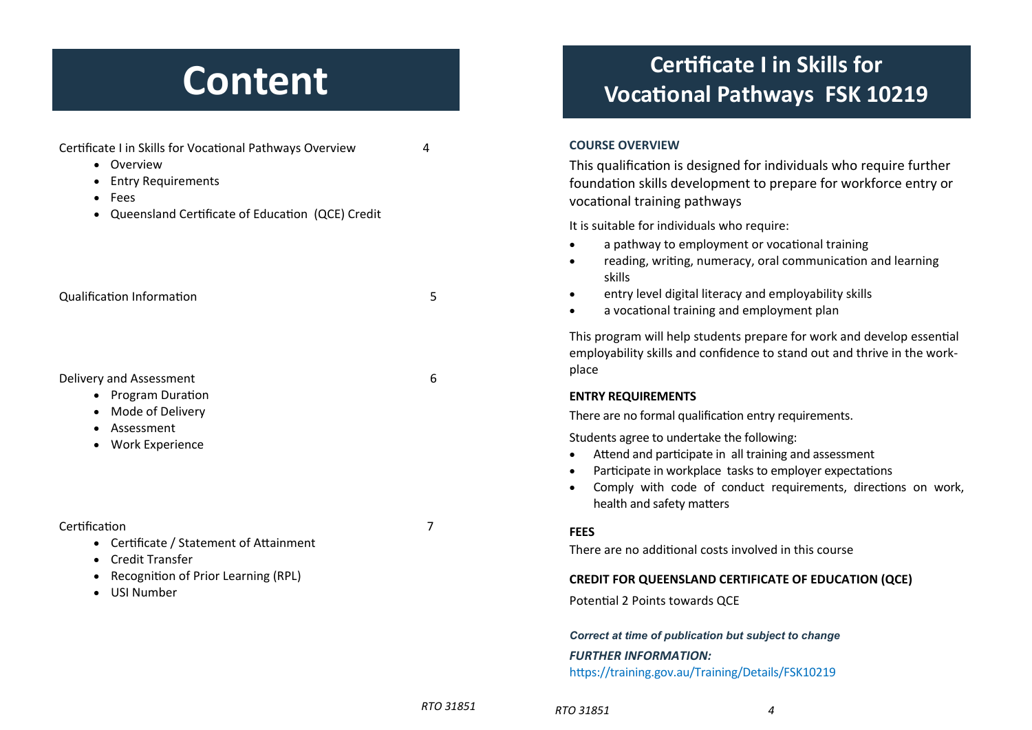# Content

Certificate I in Skills for Vocational Pathways Overview 4

- Overview
- Entry Requirements
- Fees
- Queensland Certificate of Education (QCE) Credit

Qualification Information 5

Delivery and Assessment 6

- Program Duration
- Mode of Delivery
- Assessment
- Work Experience

Certification 7

- Certificate / Statement of Attainment
- Credit Transfer
- Recognition of Prior Learning (RPL)
- USI Number

# Certificate I in Skills for Vocational Pathways FSK 10219

**COURSE OVERVIEW**

This qualification is designed for individuals who require further foundation skills development to prepare for workforce entry or vocational training pathways

It is suitable for individuals who require:

- a pathway to employment or vocational training
- reading, writing, numeracy, oral communication and learning skills
- entry level digital literacy and employability skills
- a vocational training and employment plan

This program will help students prepare for work and develop essential employability skills and confidence to stand out and thrive in the workplace

**ENTRY REQUIREMENTS**

There are no formal qualification entry requirements.

Students agree to undertake the following:

- Attend and participate in all training and assessment
- Participate in workplace tasks to employer expectations
- Comply with code of conduct requirements, directions on work, health and safety matters

**FEES**

There are no additional costs involved in this course

**CREDIT FOR QUEENSLAND CERTIFICATE OF EDUCATION (QCE)**

Potential 2 Points towards QCE

***Correct at time of publication but subject to change***

***FURTHER INFORMATION:***

https://training.gov.au/Training/Details/FSK10219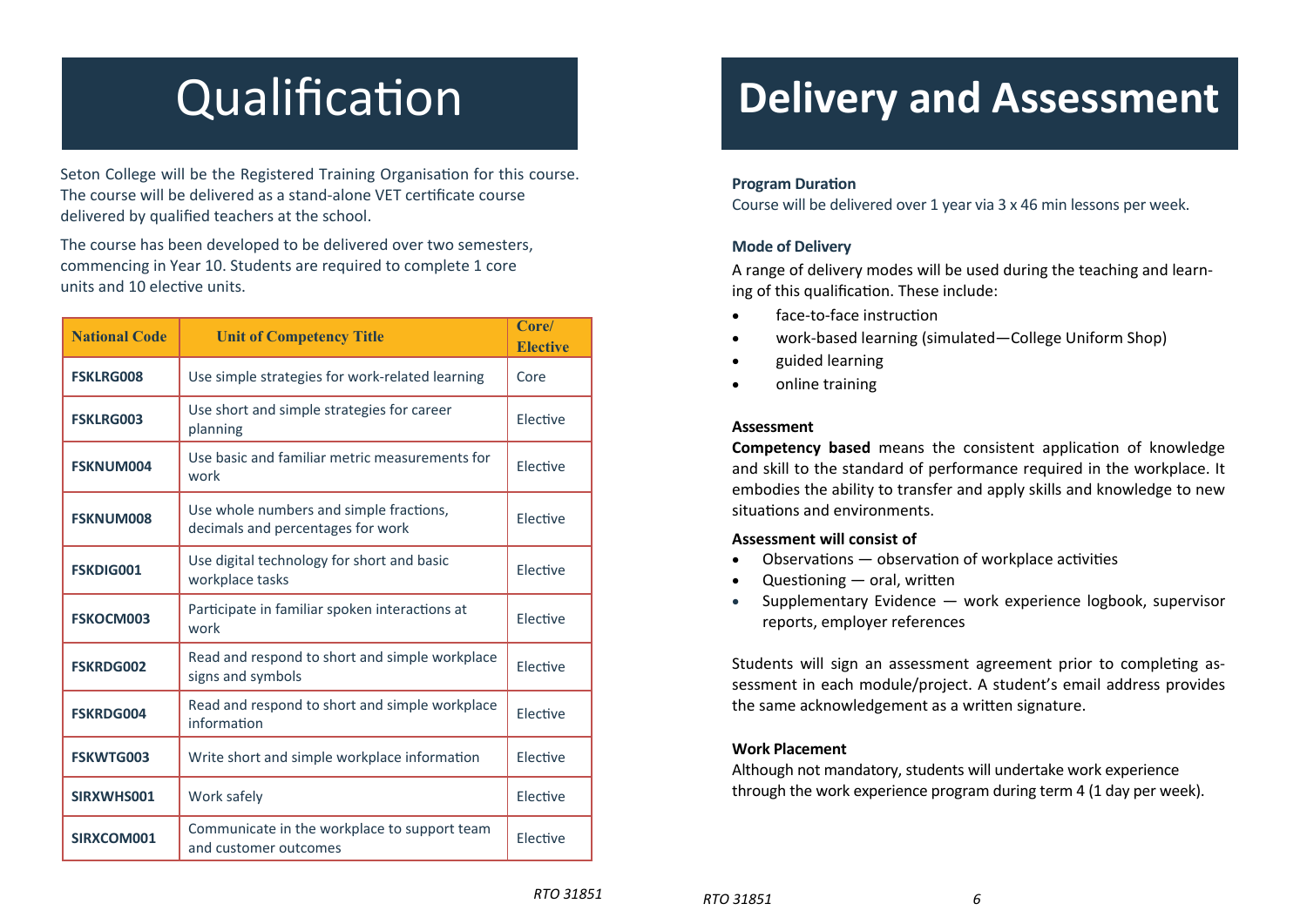# Qualification

Seton College will be the Registered Training Organisation for this course. The course will be delivered as a stand-alone VET certificate course delivered by qualified teachers at the school.

The course has been developed to be delivered over two semesters, commencing in Year 10. Students are required to complete 1 core units and 10 elective units.

| National Code | Unit of Competency Title | Core/ Elective |
| --- | --- | --- |
| FSKLRG008 | Use simple strategies for work-related learning | Core |
| FSKLRG003 | Use short and simple strategies for career planning | Elective |
| FSKNUM004 | Use basic and familiar metric measurements for work | Elective |
| FSKNUM008 | Use whole numbers and simple fractions, decimals and percentages for work | Elective |
| FSKDIG001 | Use digital technology for short and basic workplace tasks | Elective |
| FSKOCM003 | Participate in familiar spoken interactions at work | Elective |
| FSKRDG002 | Read and respond to short and simple workplace signs and symbols | Elective |
| FSKRDG004 | Read and respond to short and simple workplace information | Elective |
| FSKWTG003 | Write short and simple workplace information | Elective |
| SIRXWHS001 | Work safely | Elective |
| SIRXCOM001 | Communicate in the workplace to support team and customer outcomes | Elective |

# Delivery and Assessment

**Program Duration**

Course will be delivered over 1 year via 3 x 46 min lessons per week.

**Mode of Delivery**

A range of delivery modes will be used during the teaching and learning of this qualification. These include:

- face-to-face instruction
- work-based learning (simulated—College Uniform Shop)
- guided learning
- online training

**Assessment**

**Competency based** means the consistent application of knowledge and skill to the standard of performance required in the workplace. It embodies the ability to transfer and apply skills and knowledge to new situations and environments.

**Assessment will consist of**

- Observations — observation of workplace activities
- Questioning — oral, written
- Supplementary Evidence — work experience logbook, supervisor reports, employer references

Students will sign an assessment agreement prior to completing assessment in each module/project. A student's email address provides the same acknowledgement as a written signature.

**Work Placement**

Although not mandatory, students will undertake work experience through the work experience program during term 4 (1 day per week).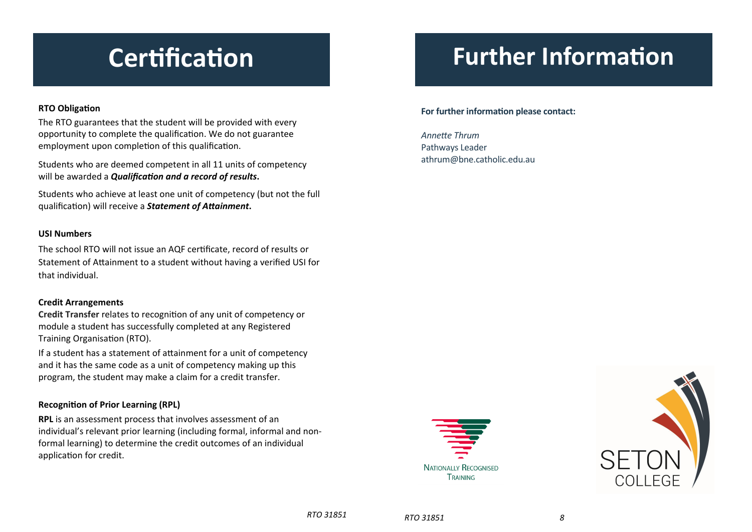# Certification

**RTO Obligation**

The RTO guarantees that the student will be provided with every opportunity to complete the qualification. We do not guarantee employment upon completion of this qualification.

Students who are deemed competent in all 11 units of competency will be awarded a ***Qualification and a record of results*.**

Students who achieve at least one unit of competency (but not the full qualification) will receive a ***Statement of Attainment*.**

**USI Numbers**

The school RTO will not issue an AQF certificate, record of results or Statement of Attainment to a student without having a verified USI for that individual.

**Credit Arrangements**

**Credit Transfer** relates to recognition of any unit of competency or module a student has successfully completed at any Registered Training Organisation (RTO).

If a student has a statement of attainment for a unit of competency and it has the same code as a unit of competency making up this program, the student may make a claim for a credit transfer.

**Recognition of Prior Learning (RPL)**

**RPL** is an assessment process that involves assessment of an individual's relevant prior learning (including formal, informal and non-formal learning) to determine the credit outcomes of an individual application for credit.

# Further Information

**For further information please contact:**

*Annette Thrum*
Pathways Leader
athrum@bne.catholic.edu.au

NATIONALLY RECOGNISED TRAINING

SETON COLLEGE

*RTO 31851*